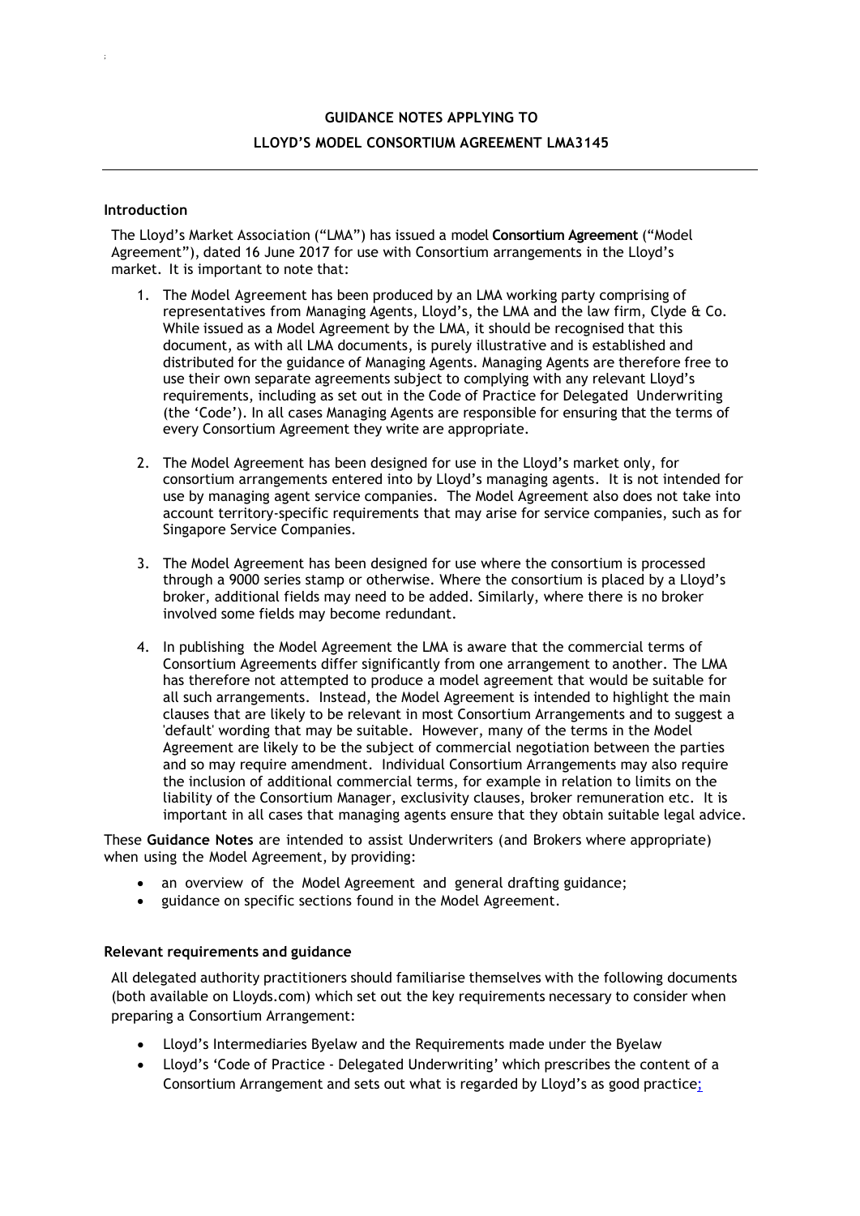# GUIDANCE NOTES APPLYING TO

# LLOYD'S MODEL CONSORTIUM AGREEMENT LMA3145

---

## Introduction

The Lloyd's Market Association ("LMA") has issued a model **Consortium Agreement** ("Model Agreement"), dated 16 June 2017 for use with Consortium arrangements in the Lloyd's market. It is important to note that:

1. The Model Agreement has been produced by an LMA working party comprising of representatives from Managing Agents, Lloyd's, the LMA and the law firm, Clyde & Co. While issued as a Model Agreement by the LMA, it should be recognised that this document, as with all LMA documents, is purely illustrative and is established and distributed for the guidance of Managing Agents. Managing Agents are therefore free to use their own separate agreements subject to complying with any relevant Lloyd's requirements, including as set out in the Code of Practice for Delegated Underwriting (the 'Code'). In all cases Managing Agents are responsible for ensuring that the terms of every Consortium Agreement they write are appropriate.

2. The Model Agreement has been designed for use in the Lloyd's market only, for consortium arrangements entered into by Lloyd's managing agents. It is not intended for use by managing agent service companies. The Model Agreement also does not take into account territory-specific requirements that may arise for service companies, such as for Singapore Service Companies.

3. The Model Agreement has been designed for use where the consortium is processed through a 9000 series stamp or otherwise. Where the consortium is placed by a Lloyd's broker, additional fields may need to be added. Similarly, where there is no broker involved some fields may become redundant.

4. In publishing the Model Agreement the LMA is aware that the commercial terms of Consortium Agreements differ significantly from one arrangement to another. The LMA has therefore not attempted to produce a model agreement that would be suitable for all such arrangements. Instead, the Model Agreement is intended to highlight the main clauses that are likely to be relevant in most Consortium Arrangements and to suggest a 'default' wording that may be suitable. However, many of the terms in the Model Agreement are likely to be the subject of commercial negotiation between the parties and so may require amendment. Individual Consortium Arrangements may also require the inclusion of additional commercial terms, for example in relation to limits on the liability of the Consortium Manager, exclusivity clauses, broker remuneration etc. It is important in all cases that managing agents ensure that they obtain suitable legal advice.

These **Guidance Notes** are intended to assist Underwriters (and Brokers where appropriate) when using the Model Agreement, by providing:

- an overview of the Model Agreement and general drafting guidance;
- guidance on specific sections found in the Model Agreement.

## Relevant requirements and guidance

All delegated authority practitioners should familiarise themselves with the following documents (both available on Lloyds.com) which set out the key requirements necessary to consider when preparing a Consortium Arrangement:

- Lloyd's Intermediaries Byelaw and the Requirements made under the Byelaw
- Lloyd's 'Code of Practice - Delegated Underwriting' which prescribes the content of a Consortium Arrangement and sets out what is regarded by Lloyd's as good practice;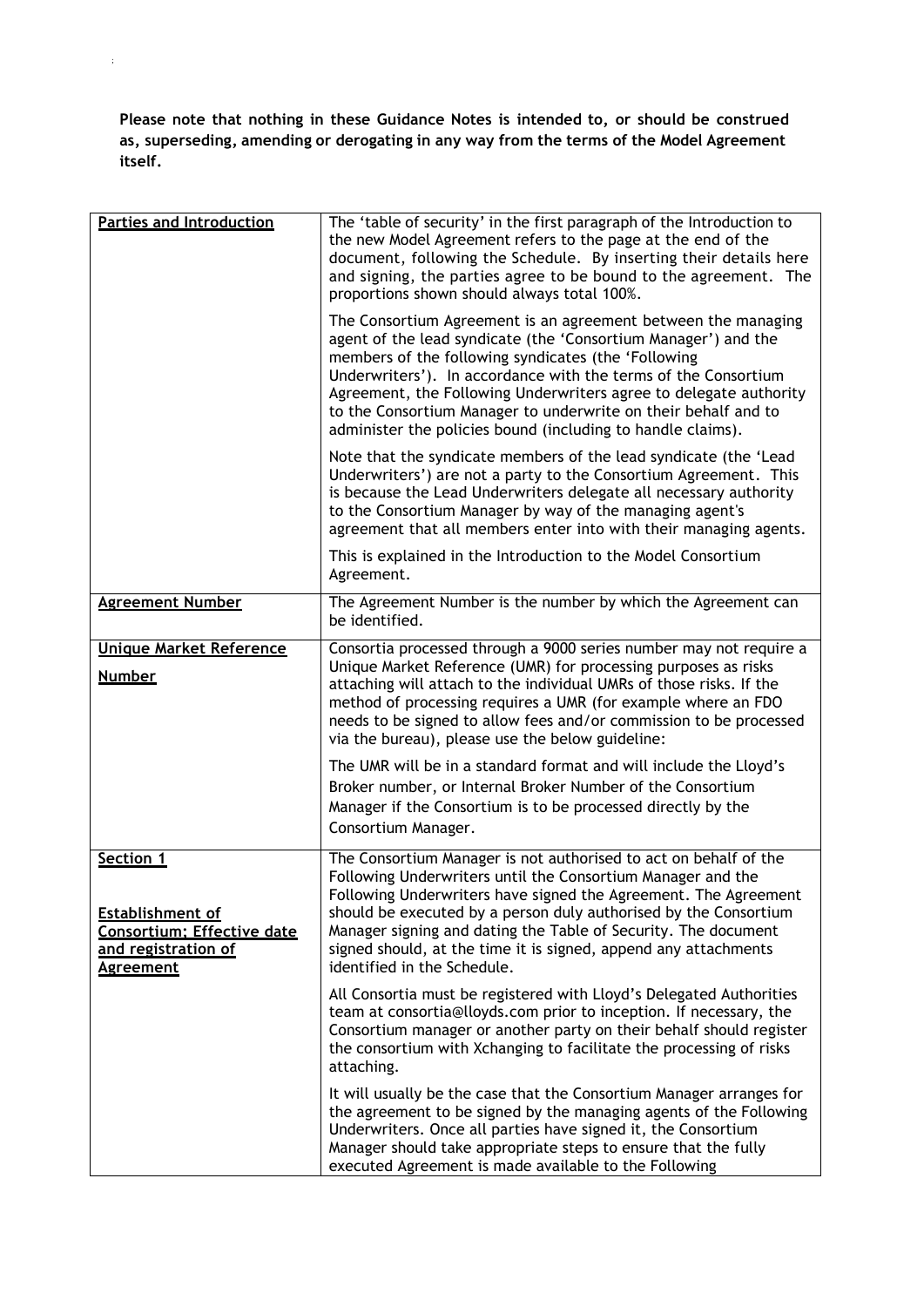**Please note that nothing in these Guidance Notes is intended to, or should be construed as, superseding, amending or derogating in any way from the terms of the Model Agreement itself.**

| | |
|---|---|
| **Parties and Introduction** | The 'table of security' in the first paragraph of the Introduction to the new Model Agreement refers to the page at the end of the document, following the Schedule. By inserting their details here and signing, the parties agree to be bound to the agreement. The proportions shown should always total 100%.<br><br>The Consortium Agreement is an agreement between the managing agent of the lead syndicate (the 'Consortium Manager') and the members of the following syndicates (the 'Following Underwriters'). In accordance with the terms of the Consortium Agreement, the Following Underwriters agree to delegate authority to the Consortium Manager to underwrite on their behalf and to administer the policies bound (including to handle claims).<br><br>Note that the syndicate members of the lead syndicate (the 'Lead Underwriters') are not a party to the Consortium Agreement. This is because the Lead Underwriters delegate all necessary authority to the Consortium Manager by way of the managing agent's agreement that all members enter into with their managing agents.<br><br>This is explained in the Introduction to the Model Consortium Agreement. |
| **Agreement Number** | The Agreement Number is the number by which the Agreement can be identified. |
| **Unique Market Reference Number** | Consortia processed through a 9000 series number may not require a Unique Market Reference (UMR) for processing purposes as risks attaching will attach to the individual UMRs of those risks. If the method of processing requires a UMR (for example where an FDO needs to be signed to allow fees and/or commission to be processed via the bureau), please use the below guideline:<br><br>The UMR will be in a standard format and will include the Lloyd's Broker number, or Internal Broker Number of the Consortium Manager if the Consortium is to be processed directly by the Consortium Manager. |
| **Section 1**<br><br>**Establishment of Consortium; Effective date and registration of Agreement** | The Consortium Manager is not authorised to act on behalf of the Following Underwriters until the Consortium Manager and the Following Underwriters have signed the Agreement. The Agreement should be executed by a person duly authorised by the Consortium Manager signing and dating the Table of Security. The document signed should, at the time it is signed, append any attachments identified in the Schedule.<br><br>All Consortia must be registered with Lloyd's Delegated Authorities team at consortia@lloyds.com prior to inception. If necessary, the Consortium manager or another party on their behalf should register the consortium with Xchanging to facilitate the processing of risks attaching.<br><br>It will usually be the case that the Consortium Manager arranges for the agreement to be signed by the managing agents of the Following Underwriters. Once all parties have signed it, the Consortium Manager should take appropriate steps to ensure that the fully executed Agreement is made available to the Following |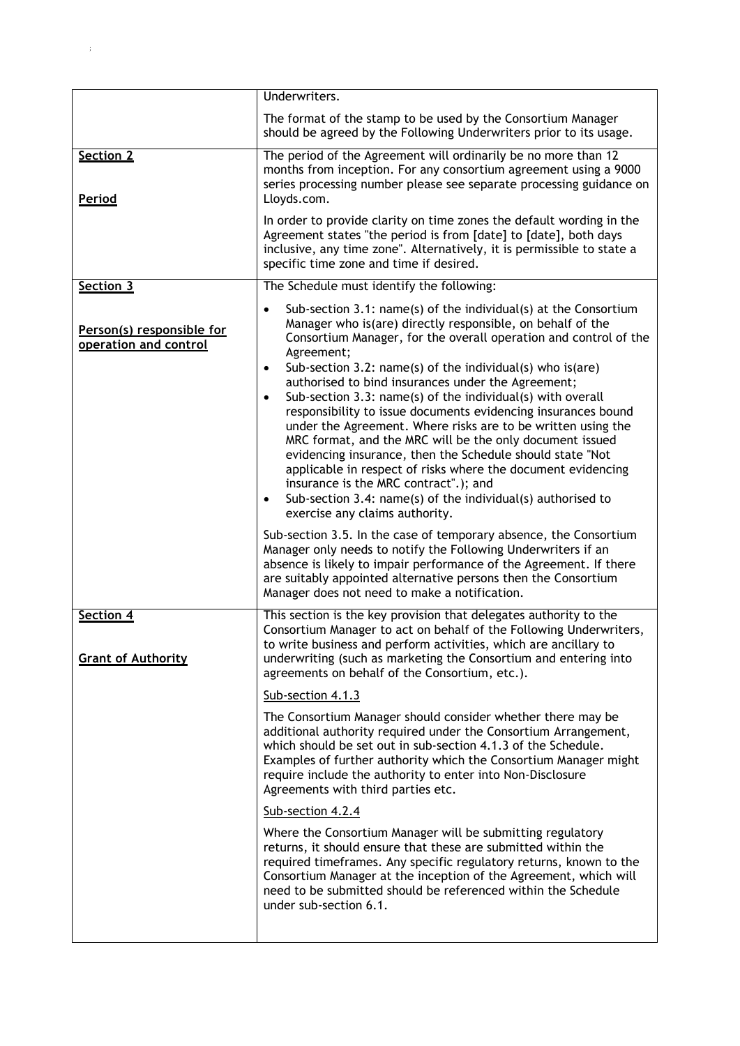| | |
|---|---|
| | Underwriters.<br><br>The format of the stamp to be used by the Consortium Manager should be agreed by the Following Underwriters prior to its usage. |
| **Section 2**<br><br>**Period** | The period of the Agreement will ordinarily be no more than 12 months from inception. For any consortium agreement using a 9000 series processing number please see separate processing guidance on Lloyds.com.<br><br>In order to provide clarity on time zones the default wording in the Agreement states "the period is from [date] to [date], both days inclusive, any time zone". Alternatively, it is permissible to state a specific time zone and time if desired. |
| **Section 3**<br><br>**Person(s) responsible for operation and control** | The Schedule must identify the following:<br><br>• Sub-section 3.1: name(s) of the individual(s) at the Consortium Manager who is(are) directly responsible, on behalf of the Consortium Manager, for the overall operation and control of the Agreement;<br>• Sub-section 3.2: name(s) of the individual(s) who is(are) authorised to bind insurances under the Agreement;<br>• Sub-section 3.3: name(s) of the individual(s) with overall responsibility to issue documents evidencing insurances bound under the Agreement. Where risks are to be written using the MRC format, and the MRC will be the only document issued evidencing insurance, then the Schedule should state "Not applicable in respect of risks where the document evidencing insurance is the MRC contract".); and<br>• Sub-section 3.4: name(s) of the individual(s) authorised to exercise any claims authority.<br><br>Sub-section 3.5. In the case of temporary absence, the Consortium Manager only needs to notify the Following Underwriters if an absence is likely to impair performance of the Agreement. If there are suitably appointed alternative persons then the Consortium Manager does not need to make a notification. |
| **Section 4**<br><br>**Grant of Authority** | This section is the key provision that delegates authority to the Consortium Manager to act on behalf of the Following Underwriters, to write business and perform activities, which are ancillary to underwriting (such as marketing the Consortium and entering into agreements on behalf of the Consortium, etc.).<br><br>Sub-section 4.1.3<br><br>The Consortium Manager should consider whether there may be additional authority required under the Consortium Arrangement, which should be set out in sub-section 4.1.3 of the Schedule. Examples of further authority which the Consortium Manager might require include the authority to enter into Non-Disclosure Agreements with third parties etc.<br><br>Sub-section 4.2.4<br><br>Where the Consortium Manager will be submitting regulatory returns, it should ensure that these are submitted within the required timeframes. Any specific regulatory returns, known to the Consortium Manager at the inception of the Agreement, which will need to be submitted should be referenced within the Schedule under sub-section 6.1. |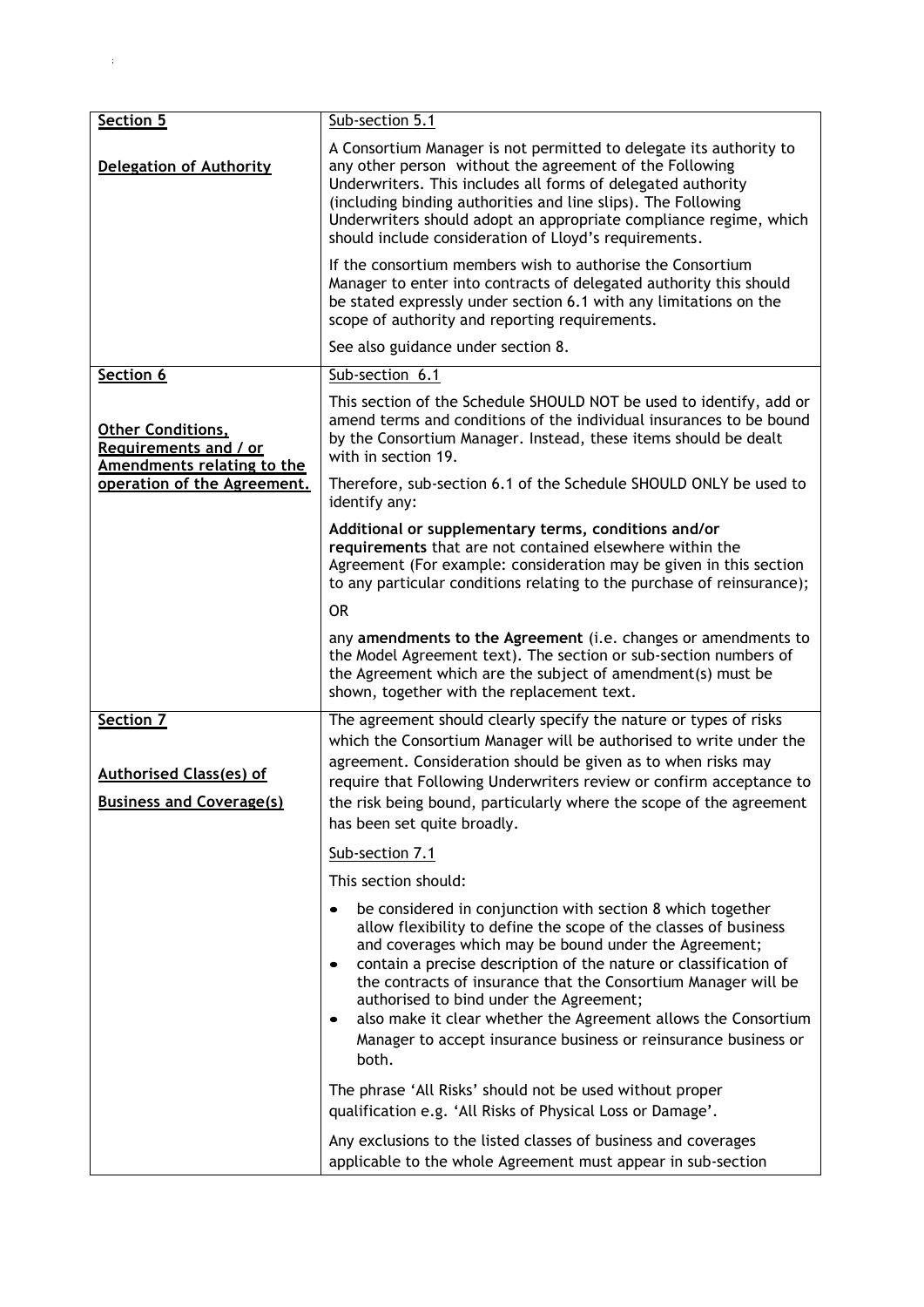| Section | Guidance |
| --- | --- |
| **Section 5**<br><br>**Delegation of Authority** | Sub-section 5.1<br><br>A Consortium Manager is not permitted to delegate its authority to any other person without the agreement of the Following Underwriters. This includes all forms of delegated authority (including binding authorities and line slips). The Following Underwriters should adopt an appropriate compliance regime, which should include consideration of Lloyd's requirements.<br><br>If the consortium members wish to authorise the Consortium Manager to enter into contracts of delegated authority this should be stated expressly under section 6.1 with any limitations on the scope of authority and reporting requirements.<br><br>See also guidance under section 8. |
| **Section 6**<br><br>**Other Conditions, Requirements and / or Amendments relating to the operation of the Agreement.** | Sub-section 6.1<br><br>This section of the Schedule SHOULD NOT be used to identify, add or amend terms and conditions of the individual insurances to be bound by the Consortium Manager. Instead, these items should be dealt with in section 19.<br><br>Therefore, sub-section 6.1 of the Schedule SHOULD ONLY be used to identify any:<br><br>**Additional or supplementary terms, conditions and/or requirements** that are not contained elsewhere within the Agreement (For example: consideration may be given in this section to any particular conditions relating to the purchase of reinsurance);<br><br>OR<br><br>any **amendments to the Agreement** (i.e. changes or amendments to the Model Agreement text). The section or sub-section numbers of the Agreement which are the subject of amendment(s) must be shown, together with the replacement text. |
| **Section 7**<br><br>**Authorised Class(es) of Business and Coverage(s)** | The agreement should clearly specify the nature or types of risks which the Consortium Manager will be authorised to write under the agreement. Consideration should be given as to when risks may require that Following Underwriters review or confirm acceptance to the risk being bound, particularly where the scope of the agreement has been set quite broadly.<br><br>Sub-section 7.1<br><br>This section should:<br><br>• be considered in conjunction with section 8 which together allow flexibility to define the scope of the classes of business and coverages which may be bound under the Agreement;<br>• contain a precise description of the nature or classification of the contracts of insurance that the Consortium Manager will be authorised to bind under the Agreement;<br>• also make it clear whether the Agreement allows the Consortium Manager to accept insurance business or reinsurance business or both.<br><br>The phrase 'All Risks' should not be used without proper qualification e.g. 'All Risks of Physical Loss or Damage'.<br><br>Any exclusions to the listed classes of business and coverages applicable to the whole Agreement must appear in sub-section |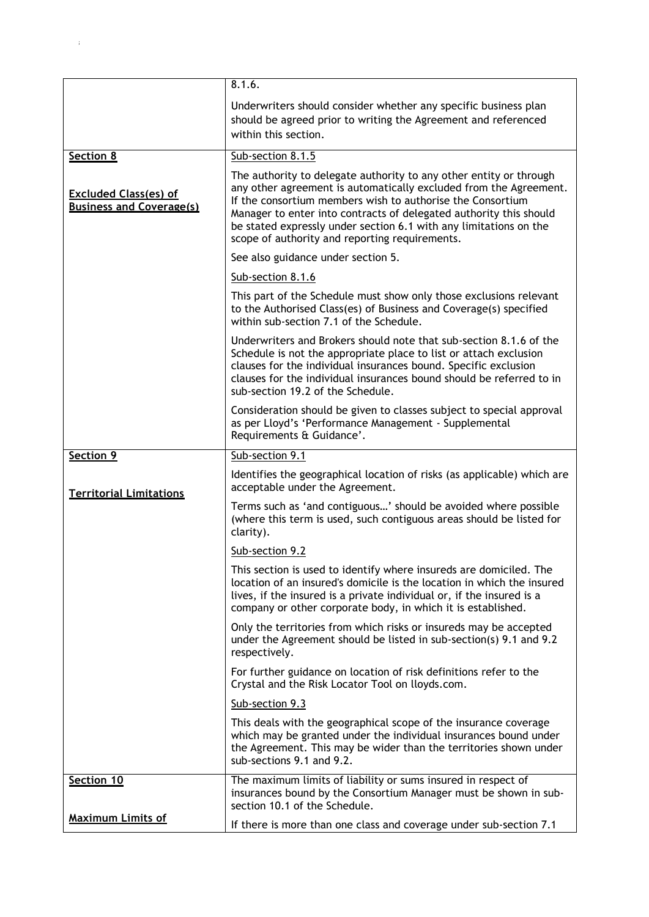| | |
|---|---|
| | 8.1.6.<br><br>Underwriters should consider whether any specific business plan should be agreed prior to writing the Agreement and referenced within this section. |
| **Section 8**<br><br>**Excluded Class(es) of Business and Coverage(s)** | Sub-section 8.1.5<br><br>The authority to delegate authority to any other entity or through any other agreement is automatically excluded from the Agreement. If the consortium members wish to authorise the Consortium Manager to enter into contracts of delegated authority this should be stated expressly under section 6.1 with any limitations on the scope of authority and reporting requirements.<br><br>See also guidance under section 5.<br><br>Sub-section 8.1.6<br><br>This part of the Schedule must show only those exclusions relevant to the Authorised Class(es) of Business and Coverage(s) specified within sub-section 7.1 of the Schedule.<br><br>Underwriters and Brokers should note that sub-section 8.1.6 of the Schedule is not the appropriate place to list or attach exclusion clauses for the individual insurances bound. Specific exclusion clauses for the individual insurances bound should be referred to in sub-section 19.2 of the Schedule.<br><br>Consideration should be given to classes subject to special approval as per Lloyd's 'Performance Management - Supplemental Requirements & Guidance'. |
| **Section 9**<br><br>**Territorial Limitations** | Sub-section 9.1<br><br>Identifies the geographical location of risks (as applicable) which are acceptable under the Agreement.<br><br>Terms such as 'and contiguous…' should be avoided where possible (where this term is used, such contiguous areas should be listed for clarity).<br><br>Sub-section 9.2<br><br>This section is used to identify where insureds are domiciled. The location of an insured's domicile is the location in which the insured lives, if the insured is a private individual or, if the insured is a company or other corporate body, in which it is established.<br><br>Only the territories from which risks or insureds may be accepted under the Agreement should be listed in sub-section(s) 9.1 and 9.2 respectively.<br><br>For further guidance on location of risk definitions refer to the Crystal and the Risk Locator Tool on lloyds.com.<br><br>Sub-section 9.3<br><br>This deals with the geographical scope of the insurance coverage which may be granted under the individual insurances bound under the Agreement. This may be wider than the territories shown under sub-sections 9.1 and 9.2. |
| **Section 10**<br><br>**Maximum Limits of** | The maximum limits of liability or sums insured in respect of insurances bound by the Consortium Manager must be shown in sub-section 10.1 of the Schedule.<br><br>If there is more than one class and coverage under sub-section 7.1 |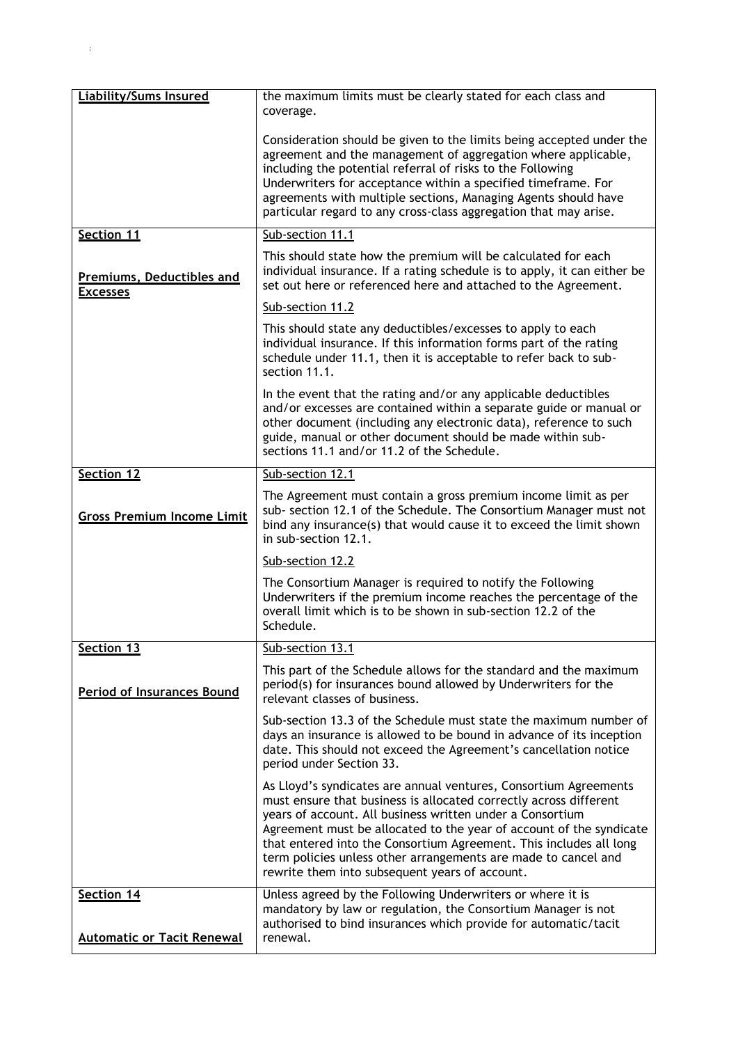| | |
|---|---|
| **Liability/Sums Insured** | the maximum limits must be clearly stated for each class and coverage.<br><br>Consideration should be given to the limits being accepted under the agreement and the management of aggregation where applicable, including the potential referral of risks to the Following Underwriters for acceptance within a specified timeframe. For agreements with multiple sections, Managing Agents should have particular regard to any cross-class aggregation that may arise. |
| **Section 11**<br><br>**Premiums, Deductibles and Excesses** | Sub-section 11.1<br><br>This should state how the premium will be calculated for each individual insurance. If a rating schedule is to apply, it can either be set out here or referenced here and attached to the Agreement.<br><br>Sub-section 11.2<br><br>This should state any deductibles/excesses to apply to each individual insurance. If this information forms part of the rating schedule under 11.1, then it is acceptable to refer back to sub-section 11.1.<br><br>In the event that the rating and/or any applicable deductibles and/or excesses are contained within a separate guide or manual or other document (including any electronic data), reference to such guide, manual or other document should be made within sub-sections 11.1 and/or 11.2 of the Schedule. |
| **Section 12**<br><br>**Gross Premium Income Limit** | Sub-section 12.1<br><br>The Agreement must contain a gross premium income limit as per sub- section 12.1 of the Schedule. The Consortium Manager must not bind any insurance(s) that would cause it to exceed the limit shown in sub-section 12.1.<br><br>Sub-section 12.2<br><br>The Consortium Manager is required to notify the Following Underwriters if the premium income reaches the percentage of the overall limit which is to be shown in sub-section 12.2 of the Schedule. |
| **Section 13**<br><br>**Period of Insurances Bound** | Sub-section 13.1<br><br>This part of the Schedule allows for the standard and the maximum period(s) for insurances bound allowed by Underwriters for the relevant classes of business.<br><br>Sub-section 13.3 of the Schedule must state the maximum number of days an insurance is allowed to be bound in advance of its inception date. This should not exceed the Agreement's cancellation notice period under Section 33.<br><br>As Lloyd's syndicates are annual ventures, Consortium Agreements must ensure that business is allocated correctly across different years of account. All business written under a Consortium Agreement must be allocated to the year of account of the syndicate that entered into the Consortium Agreement. This includes all long term policies unless other arrangements are made to cancel and rewrite them into subsequent years of account. |
| **Section 14**<br><br>**Automatic or Tacit Renewal** | Unless agreed by the Following Underwriters or where it is mandatory by law or regulation, the Consortium Manager is not authorised to bind insurances which provide for automatic/tacit renewal. |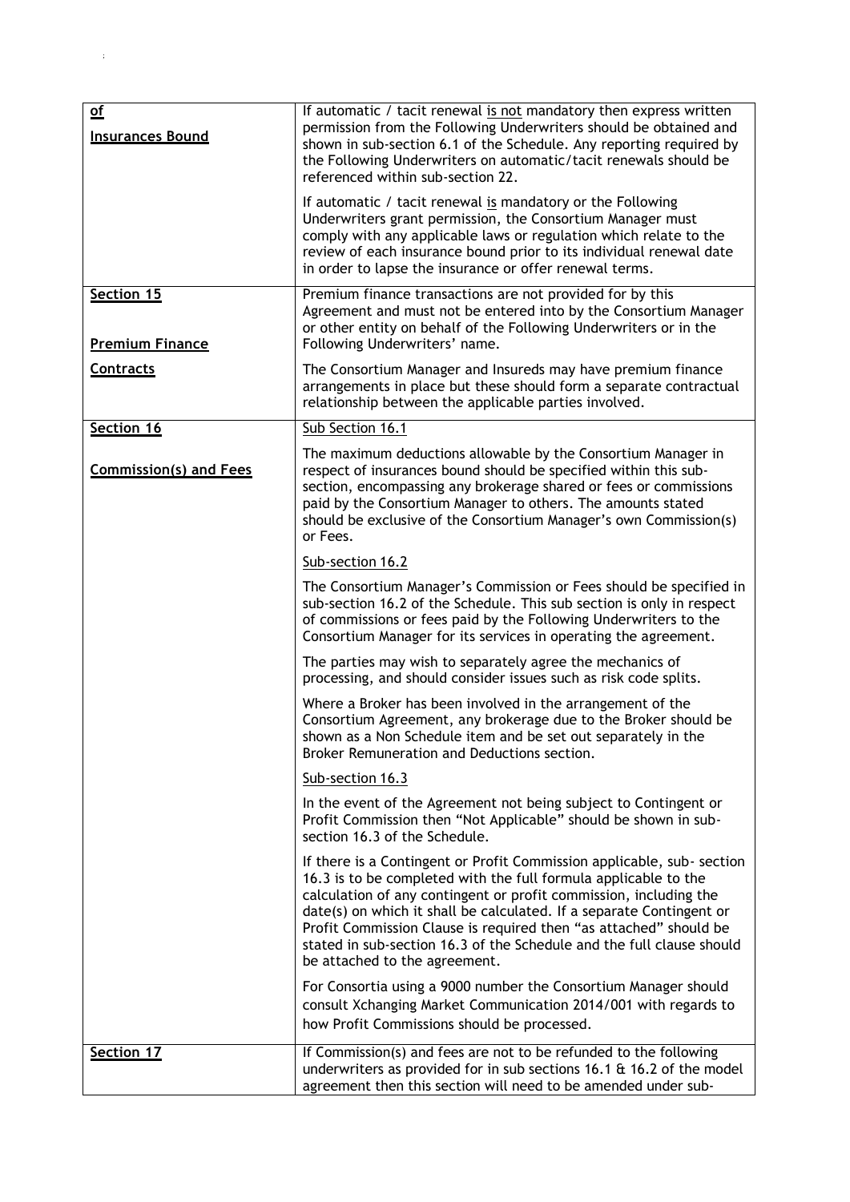| | |
|---|---|
| **of**<br><br>**Insurances Bound** | If automatic / tacit renewal is not mandatory then express written permission from the Following Underwriters should be obtained and shown in sub-section 6.1 of the Schedule. Any reporting required by the Following Underwriters on automatic/tacit renewals should be referenced within sub-section 22.<br><br>If automatic / tacit renewal is mandatory or the Following Underwriters grant permission, the Consortium Manager must comply with any applicable laws or regulation which relate to the review of each insurance bound prior to its individual renewal date in order to lapse the insurance or offer renewal terms. |
| **Section 15**<br><br>**Premium Finance Contracts** | Premium finance transactions are not provided for by this Agreement and must not be entered into by the Consortium Manager or other entity on behalf of the Following Underwriters or in the Following Underwriters' name.<br><br>The Consortium Manager and Insureds may have premium finance arrangements in place but these should form a separate contractual relationship between the applicable parties involved. |
| **Section 16**<br><br>**Commission(s) and Fees** | Sub Section 16.1<br><br>The maximum deductions allowable by the Consortium Manager in respect of insurances bound should be specified within this sub-section, encompassing any brokerage shared or fees or commissions paid by the Consortium Manager to others. The amounts stated should be exclusive of the Consortium Manager's own Commission(s) or Fees.<br><br>Sub-section 16.2<br><br>The Consortium Manager's Commission or Fees should be specified in sub-section 16.2 of the Schedule. This sub section is only in respect of commissions or fees paid by the Following Underwriters to the Consortium Manager for its services in operating the agreement.<br><br>The parties may wish to separately agree the mechanics of processing, and should consider issues such as risk code splits.<br><br>Where a Broker has been involved in the arrangement of the Consortium Agreement, any brokerage due to the Broker should be shown as a Non Schedule item and be set out separately in the Broker Remuneration and Deductions section.<br><br>Sub-section 16.3<br><br>In the event of the Agreement not being subject to Contingent or Profit Commission then "Not Applicable" should be shown in sub-section 16.3 of the Schedule.<br><br>If there is a Contingent or Profit Commission applicable, sub- section 16.3 is to be completed with the full formula applicable to the calculation of any contingent or profit commission, including the date(s) on which it shall be calculated. If a separate Contingent or Profit Commission Clause is required then "as attached" should be stated in sub-section 16.3 of the Schedule and the full clause should be attached to the agreement.<br><br>For Consortia using a 9000 number the Consortium Manager should consult Xchanging Market Communication 2014/001 with regards to how Profit Commissions should be processed. |
| **Section 17** | If Commission(s) and fees are not to be refunded to the following underwriters as provided for in sub sections 16.1 & 16.2 of the model agreement then this section will need to be amended under sub- |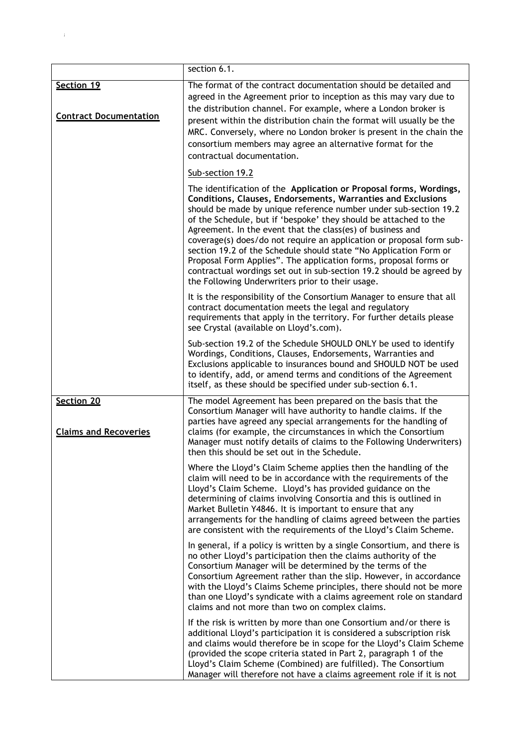| | |
|---|---|
| | section 6.1. |
| **Section 19**<br><br>**Contract Documentation** | The format of the contract documentation should be detailed and agreed in the Agreement prior to inception as this may vary due to the distribution channel. For example, where a London broker is present within the distribution chain the format will usually be the MRC. Conversely, where no London broker is present in the chain the consortium members may agree an alternative format for the contractual documentation.<br><br>Sub-section 19.2<br><br>The identification of the **Application or Proposal forms, Wordings, Conditions, Clauses, Endorsements, Warranties and Exclusions** should be made by unique reference number under sub-section 19.2 of the Schedule, but if 'bespoke' they should be attached to the Agreement. In the event that the class(es) of business and coverage(s) does/do not require an application or proposal form sub-section 19.2 of the Schedule should state "No Application Form or Proposal Form Applies". The application forms, proposal forms or contractual wordings set out in sub-section 19.2 should be agreed by the Following Underwriters prior to their usage.<br><br>It is the responsibility of the Consortium Manager to ensure that all contract documentation meets the legal and regulatory requirements that apply in the territory. For further details please see Crystal (available on Lloyd's.com).<br><br>Sub-section 19.2 of the Schedule SHOULD ONLY be used to identify Wordings, Conditions, Clauses, Endorsements, Warranties and Exclusions applicable to insurances bound and SHOULD NOT be used to identify, add, or amend terms and conditions of the Agreement itself, as these should be specified under sub-section 6.1. |
| **Section 20**<br><br>**Claims and Recoveries** | The model Agreement has been prepared on the basis that the Consortium Manager will have authority to handle claims. If the parties have agreed any special arrangements for the handling of claims (for example, the circumstances in which the Consortium Manager must notify details of claims to the Following Underwriters) then this should be set out in the Schedule.<br><br>Where the Lloyd's Claim Scheme applies then the handling of the claim will need to be in accordance with the requirements of the Lloyd's Claim Scheme. Lloyd's has provided guidance on the determining of claims involving Consortia and this is outlined in Market Bulletin Y4846. It is important to ensure that any arrangements for the handling of claims agreed between the parties are consistent with the requirements of the Lloyd's Claim Scheme.<br><br>In general, if a policy is written by a single Consortium, and there is no other Lloyd's participation then the claims authority of the Consortium Manager will be determined by the terms of the Consortium Agreement rather than the slip. However, in accordance with the Lloyd's Claims Scheme principles, there should not be more than one Lloyd's syndicate with a claims agreement role on standard claims and not more than two on complex claims.<br><br>If the risk is written by more than one Consortium and/or there is additional Lloyd's participation it is considered a subscription risk and claims would therefore be in scope for the Lloyd's Claim Scheme (provided the scope criteria stated in Part 2, paragraph 1 of the Lloyd's Claim Scheme (Combined) are fulfilled). The Consortium Manager will therefore not have a claims agreement role if it is not |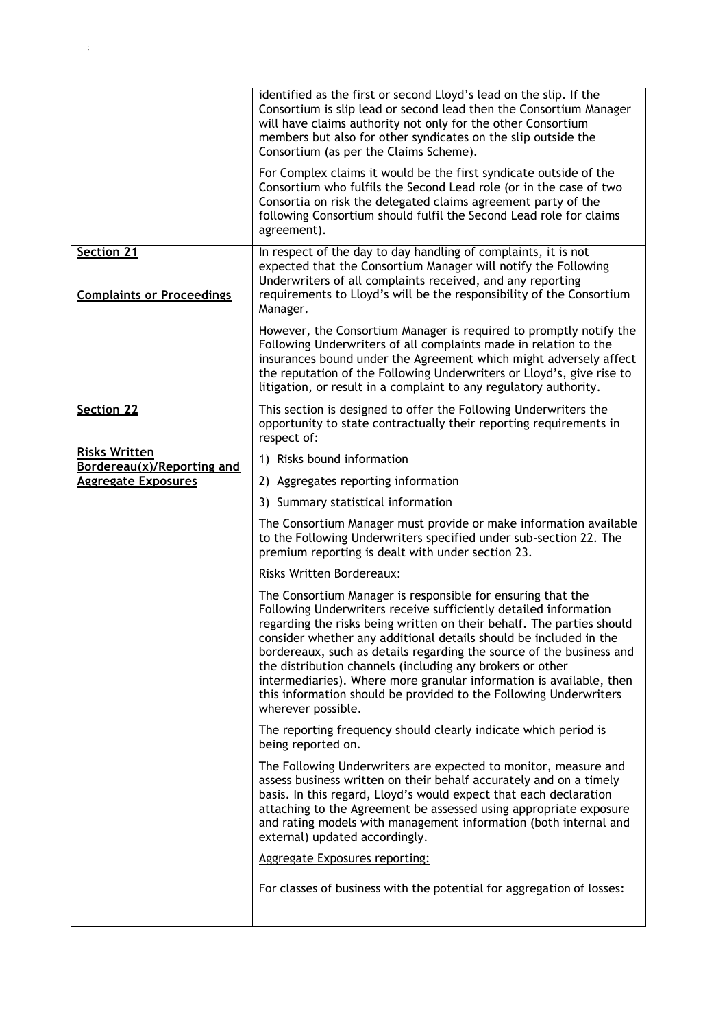| | |
|---|---|
| | identified as the first or second Lloyd's lead on the slip. If the Consortium is slip lead or second lead then the Consortium Manager will have claims authority not only for the other Consortium members but also for other syndicates on the slip outside the Consortium (as per the Claims Scheme).<br><br>For Complex claims it would be the first syndicate outside of the Consortium who fulfils the Second Lead role (or in the case of two Consortia on risk the delegated claims agreement party of the following Consortium should fulfil the Second Lead role for claims agreement). |
| **Section 21**<br><br>**Complaints or Proceedings** | In respect of the day to day handling of complaints, it is not expected that the Consortium Manager will notify the Following Underwriters of all complaints received, and any reporting requirements to Lloyd's will be the responsibility of the Consortium Manager.<br><br>However, the Consortium Manager is required to promptly notify the Following Underwriters of all complaints made in relation to the insurances bound under the Agreement which might adversely affect the reputation of the Following Underwriters or Lloyd's, give rise to litigation, or result in a complaint to any regulatory authority. |
| **Section 22**<br><br>**Risks Written Bordereau(x)/Reporting and Aggregate Exposures** | This section is designed to offer the Following Underwriters the opportunity to state contractually their reporting requirements in respect of:<br><br>1) Risks bound information<br>2) Aggregates reporting information<br>3) Summary statistical information<br><br>The Consortium Manager must provide or make information available to the Following Underwriters specified under sub-section 22. The premium reporting is dealt with under section 23.<br><br>Risks Written Bordereaux:<br><br>The Consortium Manager is responsible for ensuring that the Following Underwriters receive sufficiently detailed information regarding the risks being written on their behalf. The parties should consider whether any additional details should be included in the bordereaux, such as details regarding the source of the business and the distribution channels (including any brokers or other intermediaries). Where more granular information is available, then this information should be provided to the Following Underwriters wherever possible.<br><br>The reporting frequency should clearly indicate which period is being reported on.<br><br>The Following Underwriters are expected to monitor, measure and assess business written on their behalf accurately and on a timely basis. In this regard, Lloyd's would expect that each declaration attaching to the Agreement be assessed using appropriate exposure and rating models with management information (both internal and external) updated accordingly.<br><br>Aggregate Exposures reporting:<br><br>For classes of business with the potential for aggregation of losses: |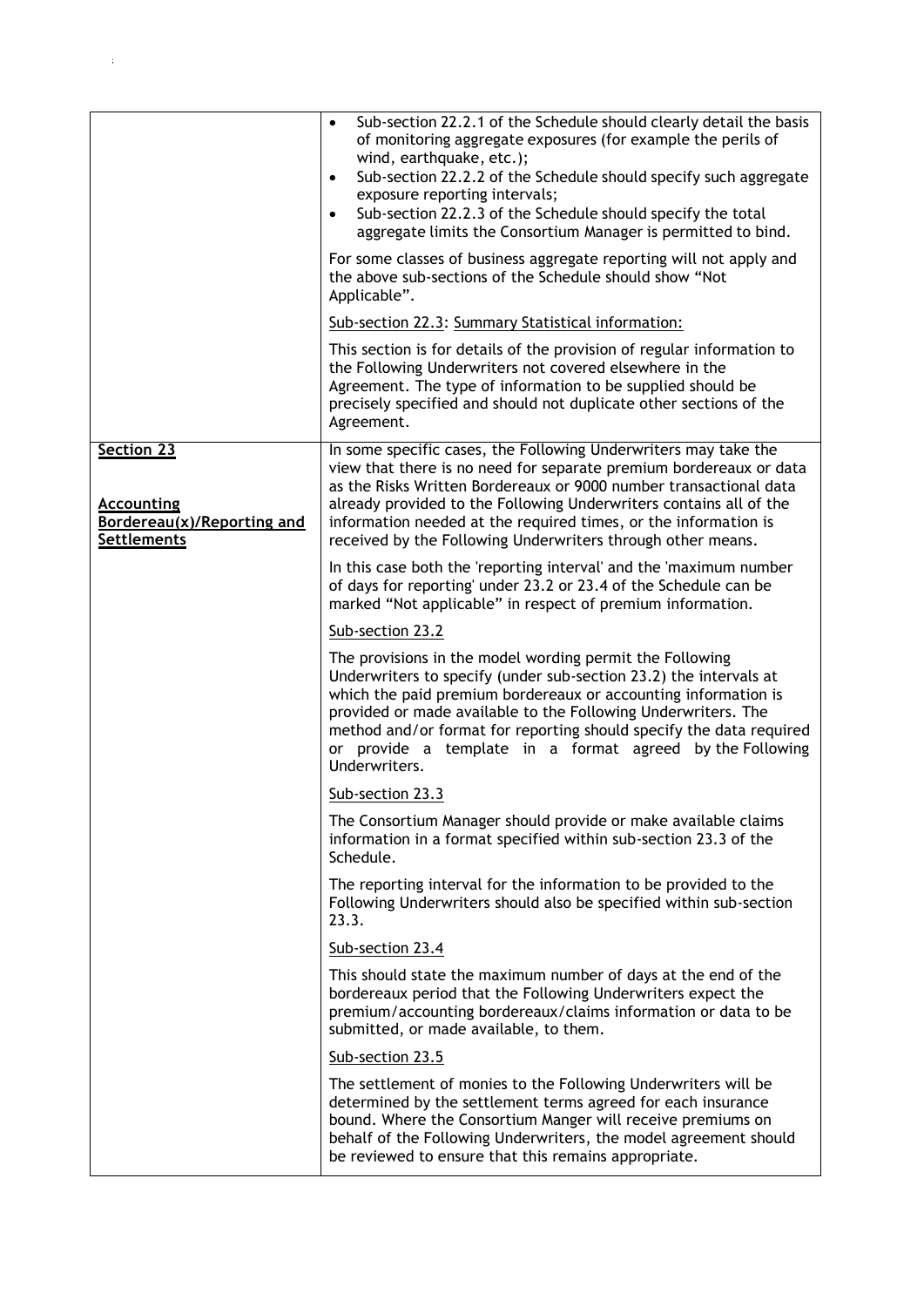| | |
|---|---|
| | • Sub-section 22.2.1 of the Schedule should clearly detail the basis of monitoring aggregate exposures (for example the perils of wind, earthquake, etc.);<br>• Sub-section 22.2.2 of the Schedule should specify such aggregate exposure reporting intervals;<br>• Sub-section 22.2.3 of the Schedule should specify the total aggregate limits the Consortium Manager is permitted to bind.<br><br>For some classes of business aggregate reporting will not apply and the above sub-sections of the Schedule should show "Not Applicable".<br><br><u>Sub-section 22.3</u>: <u>Summary Statistical information:</u><br><br>This section is for details of the provision of regular information to the Following Underwriters not covered elsewhere in the Agreement. The type of information to be supplied should be precisely specified and should not duplicate other sections of the Agreement. |
| **<u>Section 23</u>**<br><br>**<u>Accounting Bordereau(x)/Reporting and Settlements</u>** | In some specific cases, the Following Underwriters may take the view that there is no need for separate premium bordereaux or data as the Risks Written Bordereaux or 9000 number transactional data already provided to the Following Underwriters contains all of the information needed at the required times, or the information is received by the Following Underwriters through other means.<br><br>In this case both the 'reporting interval' and the 'maximum number of days for reporting' under 23.2 or 23.4 of the Schedule can be marked "Not applicable" in respect of premium information.<br><br><u>Sub-section 23.2</u><br><br>The provisions in the model wording permit the Following Underwriters to specify (under sub-section 23.2) the intervals at which the paid premium bordereaux or accounting information is provided or made available to the Following Underwriters. The method and/or format for reporting should specify the data required or provide a template in a format agreed by the Following Underwriters.<br><br><u>Sub-section 23.3</u><br><br>The Consortium Manager should provide or make available claims information in a format specified within sub-section 23.3 of the Schedule.<br><br>The reporting interval for the information to be provided to the Following Underwriters should also be specified within sub-section 23.3.<br><br><u>Sub-section 23.4</u><br><br>This should state the maximum number of days at the end of the bordereaux period that the Following Underwriters expect the premium/accounting bordereaux/claims information or data to be submitted, or made available, to them.<br><br><u>Sub-section 23.5</u><br><br>The settlement of monies to the Following Underwriters will be determined by the settlement terms agreed for each insurance bound. Where the Consortium Manger will receive premiums on behalf of the Following Underwriters, the model agreement should be reviewed to ensure that this remains appropriate. |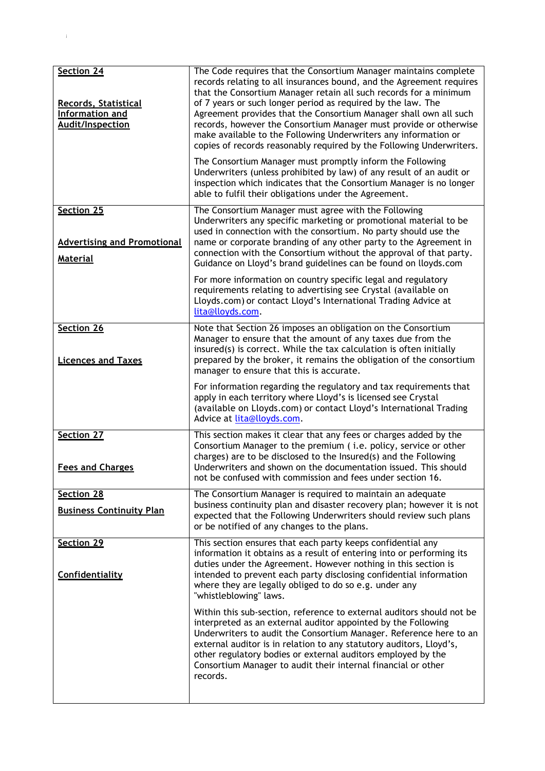| | |
|---|---|
| **Section 24**<br><br>**Records, Statistical Information and Audit/Inspection** | The Code requires that the Consortium Manager maintains complete records relating to all insurances bound, and the Agreement requires that the Consortium Manager retain all such records for a minimum of 7 years or such longer period as required by the law. The Agreement provides that the Consortium Manager shall own all such records, however the Consortium Manager must provide or otherwise make available to the Following Underwriters any information or copies of records reasonably required by the Following Underwriters.<br><br>The Consortium Manager must promptly inform the Following Underwriters (unless prohibited by law) of any result of an audit or inspection which indicates that the Consortium Manager is no longer able to fulfil their obligations under the Agreement. |
| **Section 25**<br><br>**Advertising and Promotional Material** | The Consortium Manager must agree with the Following Underwriters any specific marketing or promotional material to be used in connection with the consortium. No party should use the name or corporate branding of any other party to the Agreement in connection with the Consortium without the approval of that party. Guidance on Lloyd's brand guidelines can be found on lloyds.com<br><br>For more information on country specific legal and regulatory requirements relating to advertising see Crystal (available on Lloyds.com) or contact Lloyd's International Trading Advice at lita@lloyds.com. |
| **Section 26**<br><br>**Licences and Taxes** | Note that Section 26 imposes an obligation on the Consortium Manager to ensure that the amount of any taxes due from the insured(s) is correct. While the tax calculation is often initially prepared by the broker, it remains the obligation of the consortium manager to ensure that this is accurate.<br><br>For information regarding the regulatory and tax requirements that apply in each territory where Lloyd's is licensed see Crystal (available on Lloyds.com) or contact Lloyd's International Trading Advice at lita@lloyds.com. |
| **Section 27**<br><br>**Fees and Charges** | This section makes it clear that any fees or charges added by the Consortium Manager to the premium ( i.e. policy, service or other charges) are to be disclosed to the Insured(s) and the Following Underwriters and shown on the documentation issued. This should not be confused with commission and fees under section 16. |
| **Section 28**<br><br>**Business Continuity Plan** | The Consortium Manager is required to maintain an adequate business continuity plan and disaster recovery plan; however it is not expected that the Following Underwriters should review such plans or be notified of any changes to the plans. |
| **Section 29**<br><br>**Confidentiality** | This section ensures that each party keeps confidential any information it obtains as a result of entering into or performing its duties under the Agreement. However nothing in this section is intended to prevent each party disclosing confidential information where they are legally obliged to do so e.g. under any "whistleblowing" laws.<br><br>Within this sub-section, reference to external auditors should not be interpreted as an external auditor appointed by the Following Underwriters to audit the Consortium Manager. Reference here to an external auditor is in relation to any statutory auditors, Lloyd's, other regulatory bodies or external auditors employed by the Consortium Manager to audit their internal financial or other records. |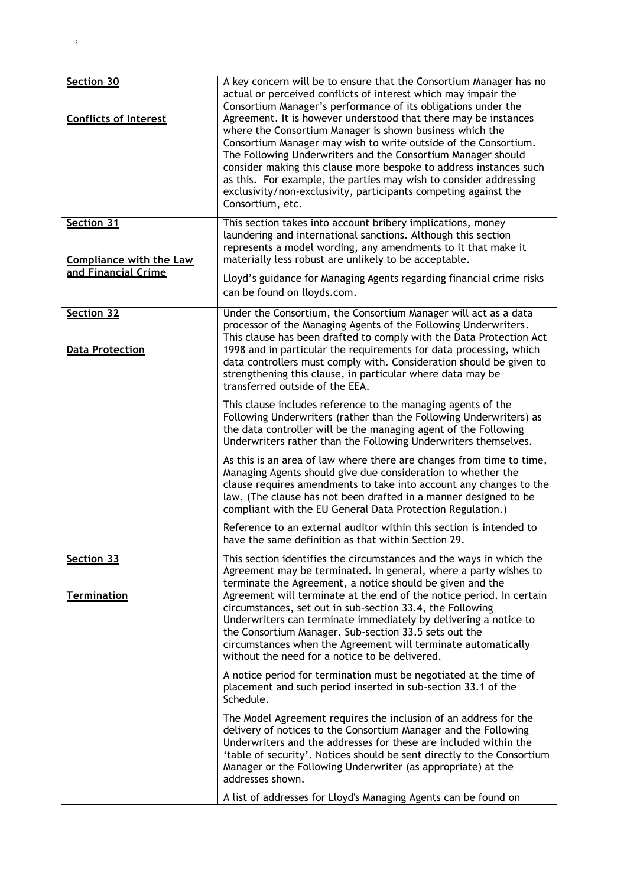| | |
|---|---|
| **Section 30**<br><br>**Conflicts of Interest** | A key concern will be to ensure that the Consortium Manager has no actual or perceived conflicts of interest which may impair the Consortium Manager's performance of its obligations under the Agreement. It is however understood that there may be instances where the Consortium Manager is shown business which the Consortium Manager may wish to write outside of the Consortium. The Following Underwriters and the Consortium Manager should consider making this clause more bespoke to address instances such as this. For example, the parties may wish to consider addressing exclusivity/non-exclusivity, participants competing against the Consortium, etc. |
| **Section 31**<br><br>**Compliance with the Law and Financial Crime** | This section takes into account bribery implications, money laundering and international sanctions. Although this section represents a model wording, any amendments to it that make it materially less robust are unlikely to be acceptable.<br><br>Lloyd's guidance for Managing Agents regarding financial crime risks can be found on lloyds.com. |
| **Section 32**<br><br>**Data Protection** | Under the Consortium, the Consortium Manager will act as a data processor of the Managing Agents of the Following Underwriters. This clause has been drafted to comply with the Data Protection Act 1998 and in particular the requirements for data processing, which data controllers must comply with. Consideration should be given to strengthening this clause, in particular where data may be transferred outside of the EEA.<br><br>This clause includes reference to the managing agents of the Following Underwriters (rather than the Following Underwriters) as the data controller will be the managing agent of the Following Underwriters rather than the Following Underwriters themselves.<br><br>As this is an area of law where there are changes from time to time, Managing Agents should give due consideration to whether the clause requires amendments to take into account any changes to the law. (The clause has not been drafted in a manner designed to be compliant with the EU General Data Protection Regulation.)<br><br>Reference to an external auditor within this section is intended to have the same definition as that within Section 29. |
| **Section 33**<br><br>**Termination** | This section identifies the circumstances and the ways in which the Agreement may be terminated. In general, where a party wishes to terminate the Agreement, a notice should be given and the Agreement will terminate at the end of the notice period. In certain circumstances, set out in sub-section 33.4, the Following Underwriters can terminate immediately by delivering a notice to the Consortium Manager. Sub-section 33.5 sets out the circumstances when the Agreement will terminate automatically without the need for a notice to be delivered.<br><br>A notice period for termination must be negotiated at the time of placement and such period inserted in sub-section 33.1 of the Schedule.<br><br>The Model Agreement requires the inclusion of an address for the delivery of notices to the Consortium Manager and the Following Underwriters and the addresses for these are included within the 'table of security'. Notices should be sent directly to the Consortium Manager or the Following Underwriter (as appropriate) at the addresses shown.<br><br>A list of addresses for Lloyd's Managing Agents can be found on |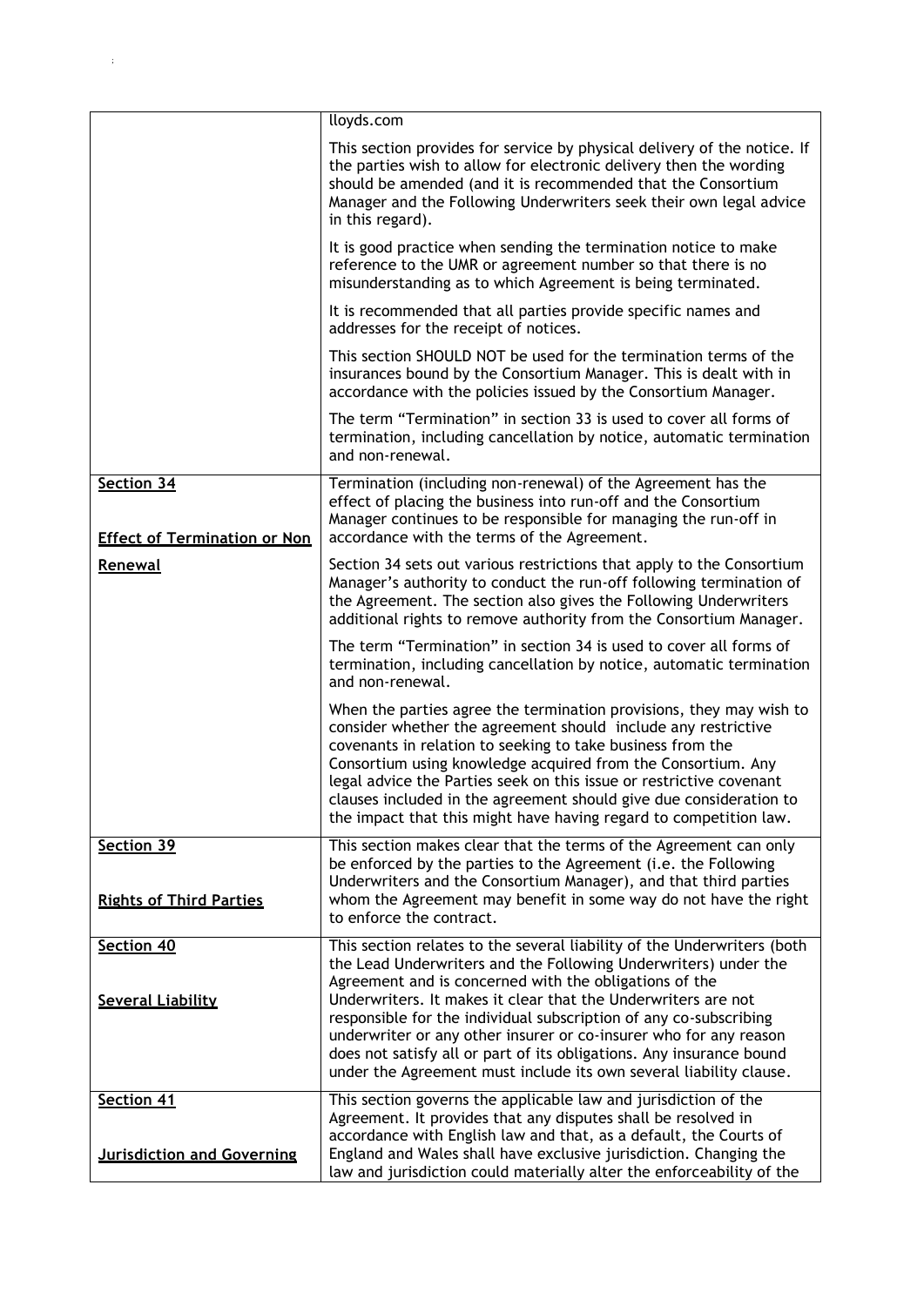| | |
|---|---|
| | lloyds.com<br><br>This section provides for service by physical delivery of the notice. If the parties wish to allow for electronic delivery then the wording should be amended (and it is recommended that the Consortium Manager and the Following Underwriters seek their own legal advice in this regard).<br><br>It is good practice when sending the termination notice to make reference to the UMR or agreement number so that there is no misunderstanding as to which Agreement is being terminated.<br><br>It is recommended that all parties provide specific names and addresses for the receipt of notices.<br><br>This section SHOULD NOT be used for the termination terms of the insurances bound by the Consortium Manager. This is dealt with in accordance with the policies issued by the Consortium Manager.<br><br>The term "Termination" in section 33 is used to cover all forms of termination, including cancellation by notice, automatic termination and non-renewal. |
| **Section 34**<br><br>**Effect of Termination or Non Renewal** | Termination (including non-renewal) of the Agreement has the effect of placing the business into run-off and the Consortium Manager continues to be responsible for managing the run-off in accordance with the terms of the Agreement.<br><br>Section 34 sets out various restrictions that apply to the Consortium Manager's authority to conduct the run-off following termination of the Agreement. The section also gives the Following Underwriters additional rights to remove authority from the Consortium Manager.<br><br>The term "Termination" in section 34 is used to cover all forms of termination, including cancellation by notice, automatic termination and non-renewal.<br><br>When the parties agree the termination provisions, they may wish to consider whether the agreement should include any restrictive covenants in relation to seeking to take business from the Consortium using knowledge acquired from the Consortium. Any legal advice the Parties seek on this issue or restrictive covenant clauses included in the agreement should give due consideration to the impact that this might have having regard to competition law. |
| **Section 39**<br><br>**Rights of Third Parties** | This section makes clear that the terms of the Agreement can only be enforced by the parties to the Agreement (i.e. the Following Underwriters and the Consortium Manager), and that third parties whom the Agreement may benefit in some way do not have the right to enforce the contract. |
| **Section 40**<br><br>**Several Liability** | This section relates to the several liability of the Underwriters (both the Lead Underwriters and the Following Underwriters) under the Agreement and is concerned with the obligations of the Underwriters. It makes it clear that the Underwriters are not responsible for the individual subscription of any co-subscribing underwriter or any other insurer or co-insurer who for any reason does not satisfy all or part of its obligations. Any insurance bound under the Agreement must include its own several liability clause. |
| **Section 41**<br><br>**Jurisdiction and Governing** | This section governs the applicable law and jurisdiction of the Agreement. It provides that any disputes shall be resolved in accordance with English law and that, as a default, the Courts of England and Wales shall have exclusive jurisdiction. Changing the law and jurisdiction could materially alter the enforceability of the |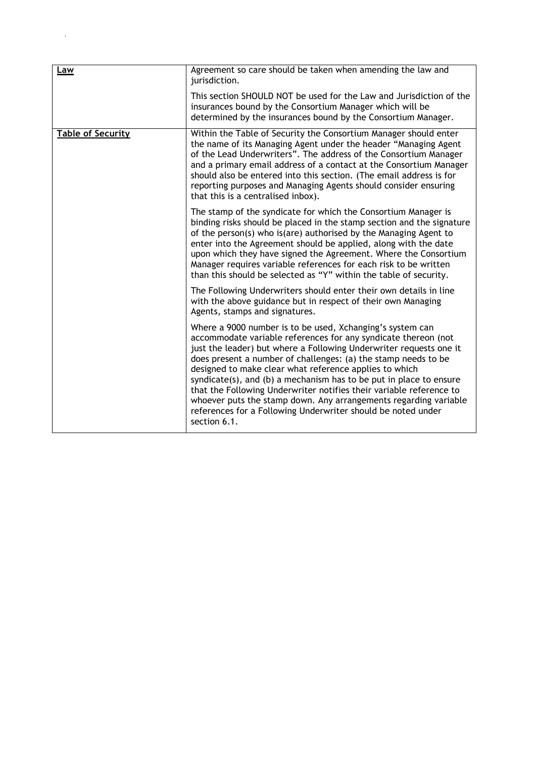| | |
|---|---|
| **Law** | Agreement so care should be taken when amending the law and jurisdiction.<br><br>This section SHOULD NOT be used for the Law and Jurisdiction of the insurances bound by the Consortium Manager which will be determined by the insurances bound by the Consortium Manager. |
| **Table of Security** | Within the Table of Security the Consortium Manager should enter the name of its Managing Agent under the header "Managing Agent of the Lead Underwriters". The address of the Consortium Manager and a primary email address of a contact at the Consortium Manager should also be entered into this section. (The email address is for reporting purposes and Managing Agents should consider ensuring that this is a centralised inbox).<br><br>The stamp of the syndicate for which the Consortium Manager is binding risks should be placed in the stamp section and the signature of the person(s) who is(are) authorised by the Managing Agent to enter into the Agreement should be applied, along with the date upon which they have signed the Agreement. Where the Consortium Manager requires variable references for each risk to be written than this should be selected as "Y" within the table of security.<br><br>The Following Underwriters should enter their own details in line with the above guidance but in respect of their own Managing Agents, stamps and signatures.<br><br>Where a 9000 number is to be used, Xchanging's system can accommodate variable references for any syndicate thereon (not just the leader) but where a Following Underwriter requests one it does present a number of challenges: (a) the stamp needs to be designed to make clear what reference applies to which syndicate(s), and (b) a mechanism has to be put in place to ensure that the Following Underwriter notifies their variable reference to whoever puts the stamp down. Any arrangements regarding variable references for a Following Underwriter should be noted under section 6.1. |